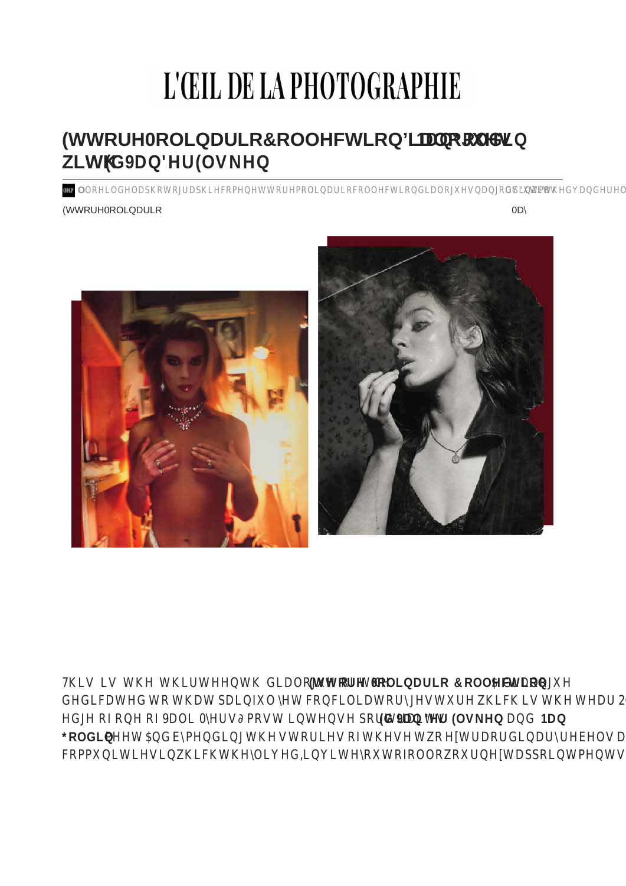L'ŒIL DE LA PHOTOGRAPHIE

# Ettore Molinario Collection: Dialogues Nan Goldin with Ed Van Der Elsken

loeildelaphotographie.com/en/ettore-molinario-collection-dialogues-nan-goldin-with-ed-van-der-elsken

Ettore Molinario — May

This is the thirteenth dialogue of the **Ettore Molinario Collection** ...gue dedicated to that painful yet conciliatory gesture which is the tear 2... edge of one of Vali Myers' most intense portraits. **Ed Van Der Elsken** and **Nan Goldin** meet. And bymending the stories of these two extraordinary rebels a... communities in which they lived, invite you to follow our extappointments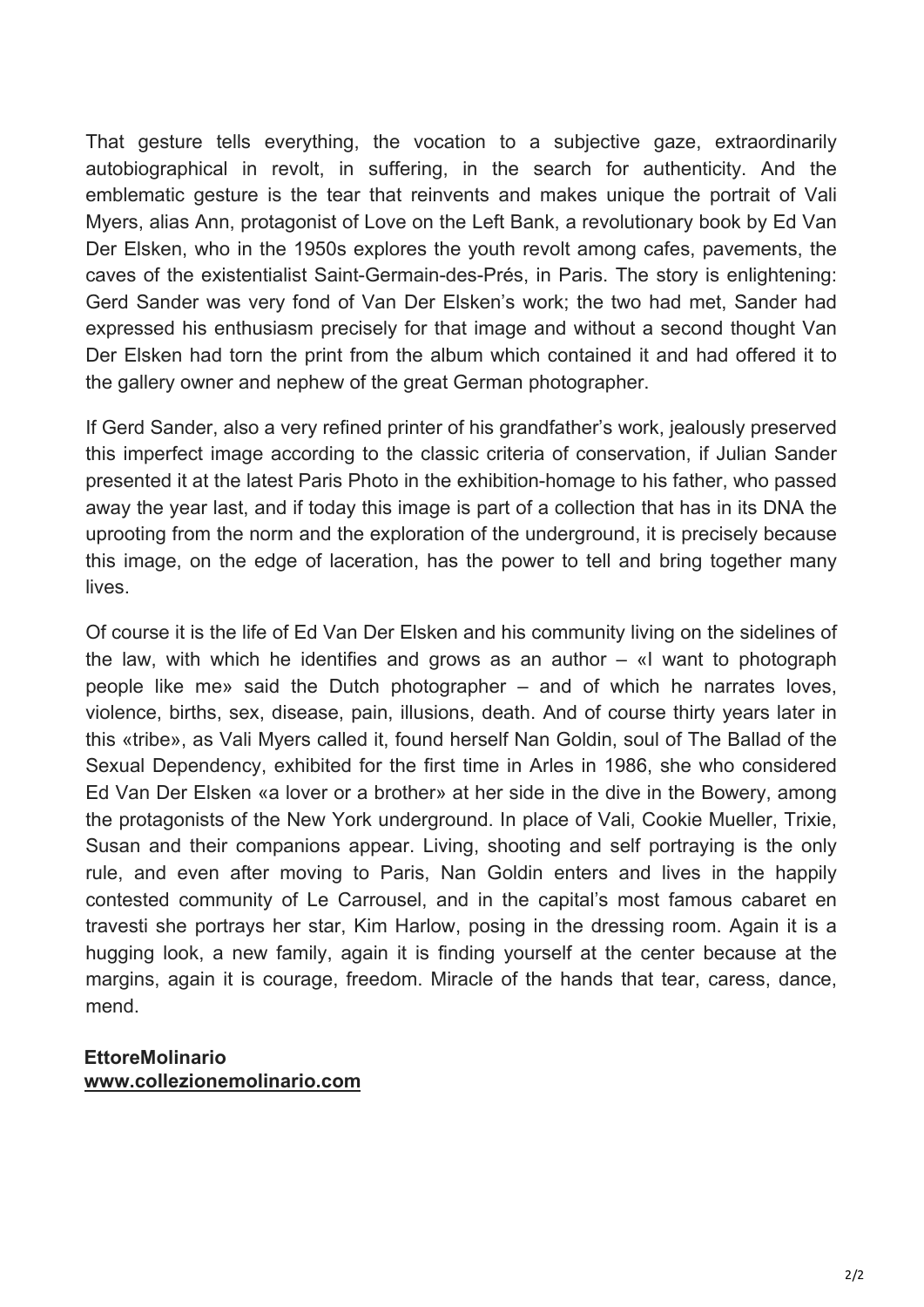That gesture tells everything, the vocation to a subjective gaze, extraordinarily autobiographical in revolt, in suffering, in the search for authenticity. And the emblematic gesture is the tear that reinvents and makes unique the portrait of Vali Myers, alias Ann, protagonist of Love on the Left Bank, a revolutionary book by Ed Van Der Elsken, who in the 1950s explores the youth revolt among cafes, pavements, the caves of the existentialist Saint-Germain-des-Prés, in Paris. The story is enlightening: Gerd Sander was very fond of Van Der Elsken's work; the two had met, Sander had expressed his enthusiasm precisely for that image and without a second thought Van Der Elsken had torn the print from the album which contained it and had offered it to the gallery owner and nephew of the great German photographer.

If Gerd Sander, also a very refined printer of his grandfather's work, jealously preserved this imperfect image according to the classic criteria of conservation, if Julian Sander presented it at the latest Paris Photo in the exhibition-homage to his father, who passed away the year last, and if today this image is part of a collection that has in its DNA the uprooting from the norm and the exploration of the underground, it is precisely because this image, on the edge of laceration, has the power to tell and bring together many lives.

Of course it is the life of Ed Van Der Elsken and his community living on the sidelines of the law, with which he identifies and grows as an author – «I want to photograph people like me» said the Dutch photographer – and of which he narrates loves, violence, births, sex, disease, pain, illusions, death. And of course thirty years later in this «tribe», as Vali Myers called it, found herself Nan Goldin, soul of The Ballad of the Sexual Dependency, exhibited for the first time in Arles in 1986, she who considered Ed Van Der Elsken «a lover or a brother» at her side in the dive in the Bowery, among the protagonists of the New York underground. In place of Vali, Cookie Mueller, Trixie, Susan and their companions appear. Living, shooting and self portraying is the only rule, and even after moving to Paris, Nan Goldin enters and lives in the happily contested community of Le Carrousel, and in the capital's most famous cabaret en travesti she portrays her star, Kim Harlow, posing in the dressing room. Again it is a hugging look, a new family, again it is finding yourself at the center because at the margins, again it is courage, freedom. Miracle of the hands that tear, caress, dance, mend.

**EttoreMolinario**
**www.collezionemolinario.com**